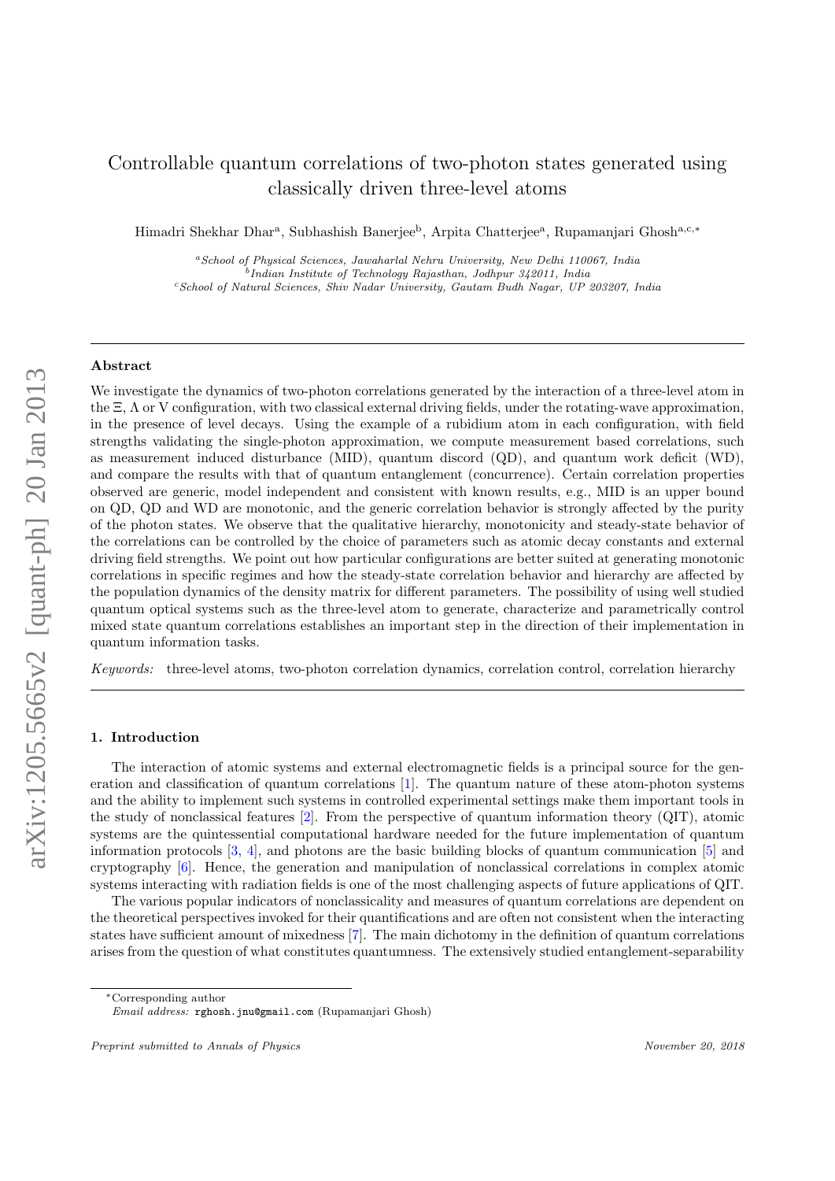# Controllable quantum correlations of two-photon states generated using classically driven three-level atoms

Himadri Shekhar Dhar[a], Subhashish Banerjee[b], Arpita Chatterjee[a], Rupamanjari Ghosh[a,c,*]

[a] *School of Physical Sciences, Jawaharlal Nehru University, New Delhi 110067, India*
[b] *Indian Institute of Technology Rajasthan, Jodhpur 342011, India*
[c] *School of Natural Sciences, Shiv Nadar University, Gautam Budh Nagar, UP 203207, India*

---

### Abstract

We investigate the dynamics of two-photon correlations generated by the interaction of a three-level atom in the $\Xi$, $\Lambda$ or V configuration, with two classical external driving fields, under the rotating-wave approximation, in the presence of level decays. Using the example of a rubidium atom in each configuration, with field strengths validating the single-photon approximation, we compute measurement based correlations, such as measurement induced disturbance (MID), quantum discord (QD), and quantum work deficit (WD), and compare the results with that of quantum entanglement (concurrence). Certain correlation properties observed are generic, model independent and consistent with known results, e.g., MID is an upper bound on QD, QD and WD are monotonic, and the generic correlation behavior is strongly affected by the purity of the photon states. We observe that the qualitative hierarchy, monotonicity and steady-state behavior of the correlations can be controlled by the choice of parameters such as atomic decay constants and external driving field strengths. We point out how particular configurations are better suited at generating monotonic correlations in specific regimes and how the steady-state correlation behavior and hierarchy are affected by the population dynamics of the density matrix for different parameters. The possibility of using well studied quantum optical systems such as the three-level atom to generate, characterize and parametrically control mixed state quantum correlations establishes an important step in the direction of their implementation in quantum information tasks.

*Keywords:* three-level atoms, two-photon correlation dynamics, correlation control, correlation hierarchy

---

## 1. Introduction

The interaction of atomic systems and external electromagnetic fields is a principal source for the generation and classification of quantum correlations [1]. The quantum nature of these atom-photon systems and the ability to implement such systems in controlled experimental settings make them important tools in the study of nonclassical features [2]. From the perspective of quantum information theory (QIT), atomic systems are the quintessential computational hardware needed for the future implementation of quantum information protocols [3, 4], and photons are the basic building blocks of quantum communication [5] and cryptography [6]. Hence, the generation and manipulation of nonclassical correlations in complex atomic systems interacting with radiation fields is one of the most challenging aspects of future applications of QIT.

The various popular indicators of nonclassicality and measures of quantum correlations are dependent on the theoretical perspectives invoked for their quantifications and are often not consistent when the interacting states have sufficient amount of mixedness [7]. The main dichotomy in the definition of quantum correlations arises from the question of what constitutes quantumness. The extensively studied entanglement-separability

---

*Corresponding author
*Email address:* rghosh.jnu@gmail.com (Rupamanjari Ghosh)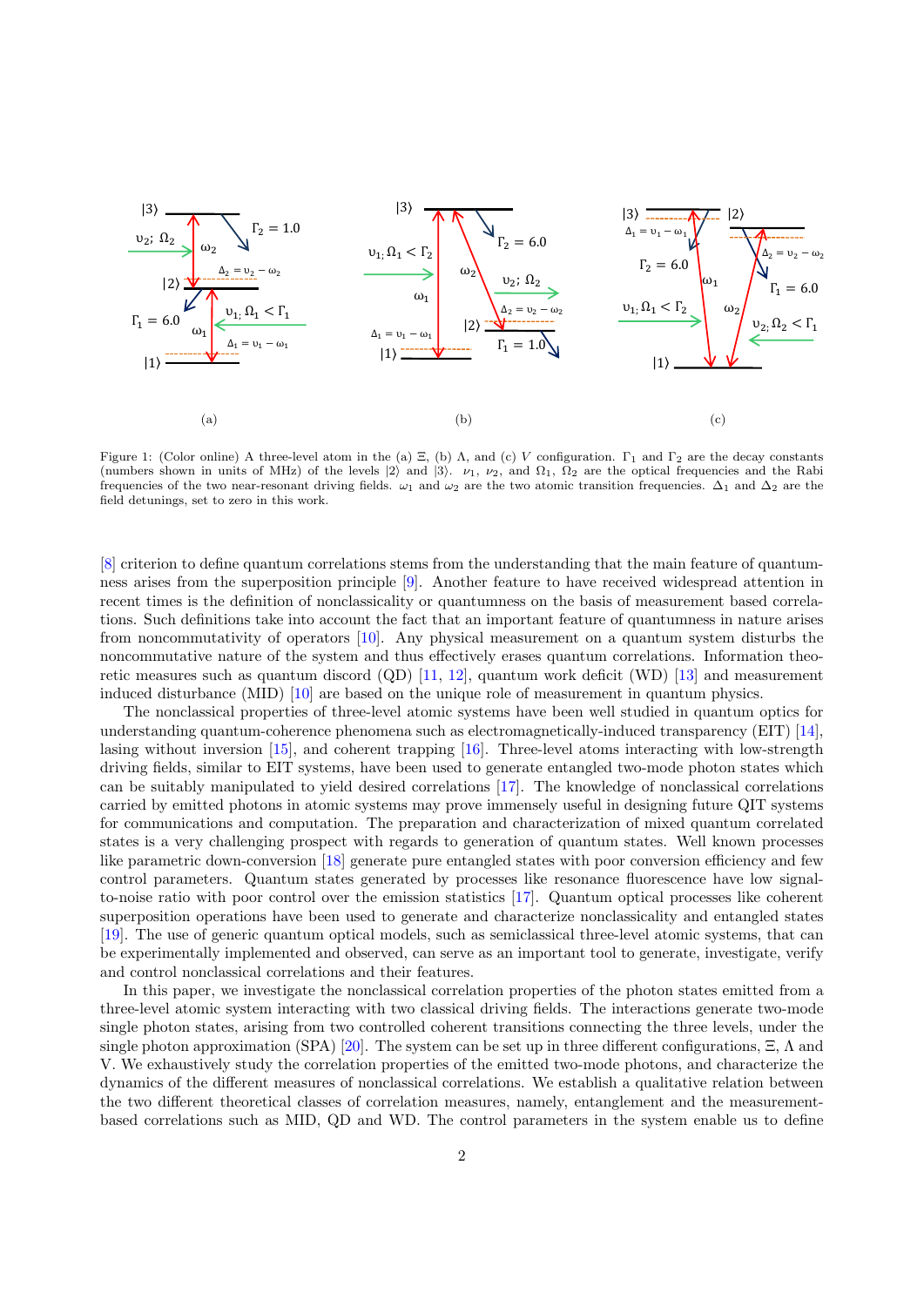Figure 1: (Color online) A three-level atom in the (a) Ξ, (b) Λ, and (c) $V$ configuration. $\Gamma_1$ and $\Gamma_2$ are the decay constants (numbers shown in units of MHz) of the levels $|2\rangle$ and $|3\rangle$. $\nu_1$, $\nu_2$, and $\Omega_1$, $\Omega_2$ are the optical frequencies and the Rabi frequencies of the two near-resonant driving fields. $\omega_1$ and $\omega_2$ are the two atomic transition frequencies. $\Delta_1$ and $\Delta_2$ are the field detunings, set to zero in this work.

[8] criterion to define quantum correlations stems from the understanding that the main feature of quantumness arises from the superposition principle [9]. Another feature to have received widespread attention in recent times is the definition of nonclassicality or quantumness on the basis of measurement based correlations. Such definitions take into account the fact that an important feature of quantumness in nature arises from noncommutativity of operators [10]. Any physical measurement on a quantum system disturbs the noncommutative nature of the system and thus effectively erases quantum correlations. Information theoretic measures such as quantum discord (QD) [11, 12], quantum work deficit (WD) [13] and measurement induced disturbance (MID) [10] are based on the unique role of measurement in quantum physics.

The nonclassical properties of three-level atomic systems have been well studied in quantum optics for understanding quantum-coherence phenomena such as electromagnetically-induced transparency (EIT) [14], lasing without inversion [15], and coherent trapping [16]. Three-level atoms interacting with low-strength driving fields, similar to EIT systems, have been used to generate entangled two-mode photon states which can be suitably manipulated to yield desired correlations [17]. The knowledge of nonclassical correlations carried by emitted photons in atomic systems may prove immensely useful in designing future QIT systems for communications and computation. The preparation and characterization of mixed quantum correlated states is a very challenging prospect with regards to generation of quantum states. Well known processes like parametric down-conversion [18] generate pure entangled states with poor conversion efficiency and few control parameters. Quantum states generated by processes like resonance fluorescence have low signal-to-noise ratio with poor control over the emission statistics [17]. Quantum optical processes like coherent superposition operations have been used to generate and characterize nonclassicality and entangled states [19]. The use of generic quantum optical models, such as semiclassical three-level atomic systems, that can be experimentally implemented and observed, can serve as an important tool to generate, investigate, verify and control nonclassical correlations and their features.

In this paper, we investigate the nonclassical correlation properties of the photon states emitted from a three-level atomic system interacting with two classical driving fields. The interactions generate two-mode single photon states, arising from two controlled coherent transitions connecting the three levels, under the single photon approximation (SPA) [20]. The system can be set up in three different configurations, Ξ, Λ and V. We exhaustively study the correlation properties of the emitted two-mode photons, and characterize the dynamics of the different measures of nonclassical correlations. We establish a qualitative relation between the two different theoretical classes of correlation measures, namely, entanglement and the measurement-based correlations such as MID, QD and WD. The control parameters in the system enable us to define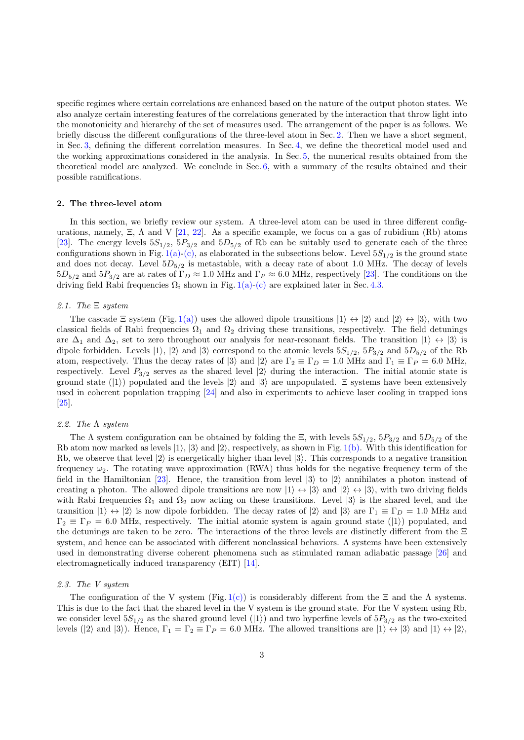specific regimes where certain correlations are enhanced based on the nature of the output photon states. We also analyze certain interesting features of the correlations generated by the interaction that throw light into the monotonicity and hierarchy of the set of measures used. The arrangement of the paper is as follows. We briefly discuss the different configurations of the three-level atom in Sec. 2. Then we have a short segment, in Sec. 3, defining the different correlation measures. In Sec. 4, we define the theoretical model used and the working approximations considered in the analysis. In Sec. 5, the numerical results obtained from the theoretical model are analyzed. We conclude in Sec. 6, with a summary of the results obtained and their possible ramifications.

## 2. The three-level atom

In this section, we briefly review our system. A three-level atom can be used in three different configurations, namely, $\Xi$, $\Lambda$ and V [21, 22]. As a specific example, we focus on a gas of rubidium (Rb) atoms [23]. The energy levels $5S_{1/2}$, $5P_{3/2}$ and $5D_{5/2}$ of Rb can be suitably used to generate each of the three configurations shown in Fig. 1(a)-(c), as elaborated in the subsections below. Level $5S_{1/2}$ is the ground state and does not decay. Level $5D_{5/2}$ is metastable, with a decay rate of about 1.0 MHz. The decay of levels $5D_{5/2}$ and $5P_{3/2}$ are at rates of $\Gamma_D \approx 1.0$ MHz and $\Gamma_P \approx 6.0$ MHz, respectively [23]. The conditions on the driving field Rabi frequencies $\Omega_i$ shown in Fig. 1(a)-(c) are explained later in Sec. 4.3.

### 2.1. The $\Xi$ system

The cascade $\Xi$ system (Fig. 1(a)) uses the allowed dipole transitions $|1\rangle \leftrightarrow |2\rangle$ and $|2\rangle \leftrightarrow |3\rangle$, with two classical fields of Rabi frequencies $\Omega_1$ and $\Omega_2$ driving these transitions, respectively. The field detunings are $\Delta_1$ and $\Delta_2$, set to zero throughout our analysis for near-resonant fields. The transition $|1\rangle \leftrightarrow |3\rangle$ is dipole forbidden. Levels $|1\rangle$, $|2\rangle$ and $|3\rangle$ correspond to the atomic levels $5S_{1/2}$, $5P_{3/2}$ and $5D_{5/2}$ of the Rb atom, respectively. Thus the decay rates of $|3\rangle$ and $|2\rangle$ are $\Gamma_2 \equiv \Gamma_D = 1.0$ MHz and $\Gamma_1 = 6.0$ MHz, respectively. Level $P_{3/2}$ serves as the shared level $|2\rangle$ during the interaction. The initial atomic state is ground state ($|1\rangle$) populated and the levels $|2\rangle$ and $|3\rangle$ are unpopulated. $\Xi$ systems have been extensively used in coherent population trapping [24] and also in experiments to achieve laser cooling in trapped ions [25].

### 2.2. The $\Lambda$ system

The $\Lambda$ system configuration can be obtained by folding the $\Xi$, with levels $5S_{1/2}$, $5P_{3/2}$ and $5D_{5/2}$ of the Rb atom now marked as levels $|1\rangle$, $|3\rangle$ and $|2\rangle$, respectively, as shown in Fig. 1(b). With this identification for Rb, we observe that level $|2\rangle$ is energetically higher than level $|3\rangle$. This corresponds to a negative transition frequency $\omega_2$. The rotating wave approximation (RWA) thus holds for the negative frequency term of the field in the Hamiltonian [23]. Hence, the transition from level $|3\rangle$ to $|2\rangle$ annihilates a photon instead of creating a photon. The allowed dipole transitions are now $|1\rangle \leftrightarrow |3\rangle$ and $|2\rangle \leftrightarrow |3\rangle$, with two driving fields with Rabi frequencies $\Omega_1$ and $\Omega_2$ now acting on these transitions. Level $|3\rangle$ is the shared level, and the transition $|1\rangle \leftrightarrow |2\rangle$ is now dipole forbidden. The decay rates of $|2\rangle$ and $|3\rangle$ are $\Gamma_1 \equiv \Gamma_D = 1.0$ MHz and $\Gamma_2 \equiv \Gamma_P = 6.0$ MHz, respectively. The initial atomic system is again ground state ($|1\rangle$) populated, and the detunings are taken to be zero. The interactions of the three levels are distinctly different from the $\Xi$ system, and hence can be associated with different nonclassical behaviors. $\Lambda$ systems have been extensively used in demonstrating diverse coherent phenomena such as stimulated raman adiabatic passage [26] and electromagnetically induced transparency (EIT) [14].

### 2.3. The V system

The configuration of the V system (Fig. 1(c)) is considerably different from the $\Xi$ and the $\Lambda$ systems. This is due to the fact that the shared level in the V system is the ground state. For the V system using Rb, we consider level $5S_{1/2}$ as the shared ground level ($|1\rangle$) and two hyperfine levels of $5P_{3/2}$ as the two-excited levels ($|2\rangle$ and $|3\rangle$). Hence, $\Gamma_1 = \Gamma_2 \equiv \Gamma_P = 6.0$ MHz. The allowed transitions are $|1\rangle \leftrightarrow |3\rangle$ and $|1\rangle \leftrightarrow |2\rangle$,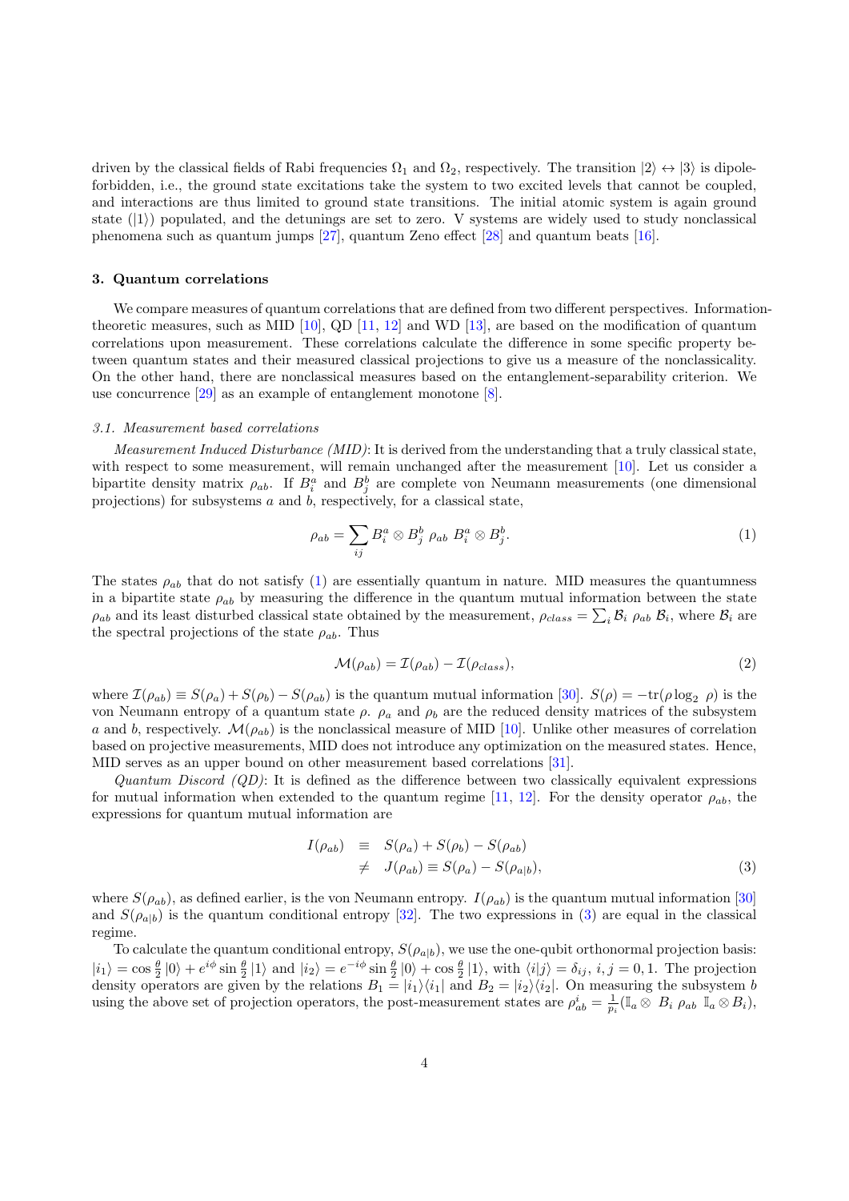driven by the classical fields of Rabi frequencies $\Omega_1$ and $\Omega_2$, respectively. The transition $|2\rangle \leftrightarrow |3\rangle$ is dipole-forbidden, i.e., the ground state excitations take the system to two excited levels that cannot be coupled, and interactions are thus limited to ground state transitions. The initial atomic system is again ground state ($|1\rangle$) populated, and the detunings are set to zero. V systems are widely used to study nonclassical phenomena such as quantum jumps [27], quantum Zeno effect [28] and quantum beats [16].

### 3. Quantum correlations

We compare measures of quantum correlations that are defined from two different perspectives. Information-theoretic measures, such as MID [10], QD [11, 12] and WD [13], are based on the modification of quantum correlations upon measurement. These correlations calculate the difference in some specific property between quantum states and their measured classical projections to give us a measure of the nonclassicality. On the other hand, there are nonclassical measures based on the entanglement-separability criterion. We use concurrence [29] as an example of entanglement monotone [8].

#### 3.1. Measurement based correlations

*Measurement Induced Disturbance (MID)*: It is derived from the understanding that a truly classical state, with respect to some measurement, will remain unchanged after the measurement [10]. Let us consider a bipartite density matrix $\rho_{ab}$. If $B_i^a$ and $B_j^b$ are complete von Neumann measurements (one dimensional projections) for subsystems $a$ and $b$, respectively, for a classical state,

$$\rho_{ab} = \sum_{ij} B_i^a \otimes B_j^b \; \rho_{ab} \; B_i^a \otimes B_j^b. \tag{1}$$

The states $\rho_{ab}$ that do not satisfy (1) are essentially quantum in nature. MID measures the quantumness in a bipartite state $\rho_{ab}$ by measuring the difference in the quantum mutual information between the state $\rho_{ab}$ and its least disturbed classical state obtained by the measurement, $\rho_{class} = \sum_i \mathcal{B}_i \; \rho_{ab} \; \mathcal{B}_i$, where $\mathcal{B}_i$ are the spectral projections of the state $\rho_{ab}$. Thus

$$\mathcal{M}(\rho_{ab}) = \mathcal{I}(\rho_{ab}) - \mathcal{I}(\rho_{class}), \tag{2}$$

where $\mathcal{I}(\rho_{ab}) \equiv S(\rho_a) + S(\rho_b) - S(\rho_{ab})$ is the quantum mutual information [30]. $S(\rho) = -\mathrm{tr}(\rho \log_2 \rho)$ is the von Neumann entropy of a quantum state $\rho$. $\rho_a$ and $\rho_b$ are the reduced density matrices of the subsystem $a$ and $b$, respectively. $\mathcal{M}(\rho_{ab})$ is the nonclassical measure of MID [10]. Unlike other measures of correlation based on projective measurements, MID does not introduce any optimization on the measured states. Hence, MID serves as an upper bound on other measurement based correlations [31].

*Quantum Discord (QD)*: It is defined as the difference between two classically equivalent expressions for mutual information when extended to the quantum regime [11, 12]. For the density operator $\rho_{ab}$, the expressions for quantum mutual information are

$$\begin{aligned} I(\rho_{ab}) &\equiv S(\rho_a) + S(\rho_b) - S(\rho_{ab}) \\ &\neq J(\rho_{ab}) \equiv S(\rho_a) - S(\rho_{a|b}), \end{aligned} \tag{3}$$

where $S(\rho_{ab})$, as defined earlier, is the von Neumann entropy. $I(\rho_{ab})$ is the quantum mutual information [30] and $S(\rho_{a|b})$ is the quantum conditional entropy [32]. The two expressions in (3) are equal in the classical regime.

To calculate the quantum conditional entropy, $S(\rho_{a|b})$, we use the one-qubit orthonormal projection basis: $|i_1\rangle = \cos\frac{\theta}{2}|0\rangle + e^{i\phi}\sin\frac{\theta}{2}|1\rangle$ and $|i_2\rangle = e^{-i\phi}\sin\frac{\theta}{2}|0\rangle + \cos\frac{\theta}{2}|1\rangle$, with $\langle i|j\rangle = \delta_{ij}$, $i, j = 0, 1$. The projection density operators are given by the relations $B_1 = |i_1\rangle\langle i_1|$ and $B_2 = |i_2\rangle\langle i_2|$. On measuring the subsystem $b$ using the above set of projection operators, the post-measurement states are $\rho_{ab}^i = \frac{1}{p_i}(\mathbb{I}_a \otimes \; B_i \; \rho_{ab} \; \mathbb{I}_a \otimes B_i)$,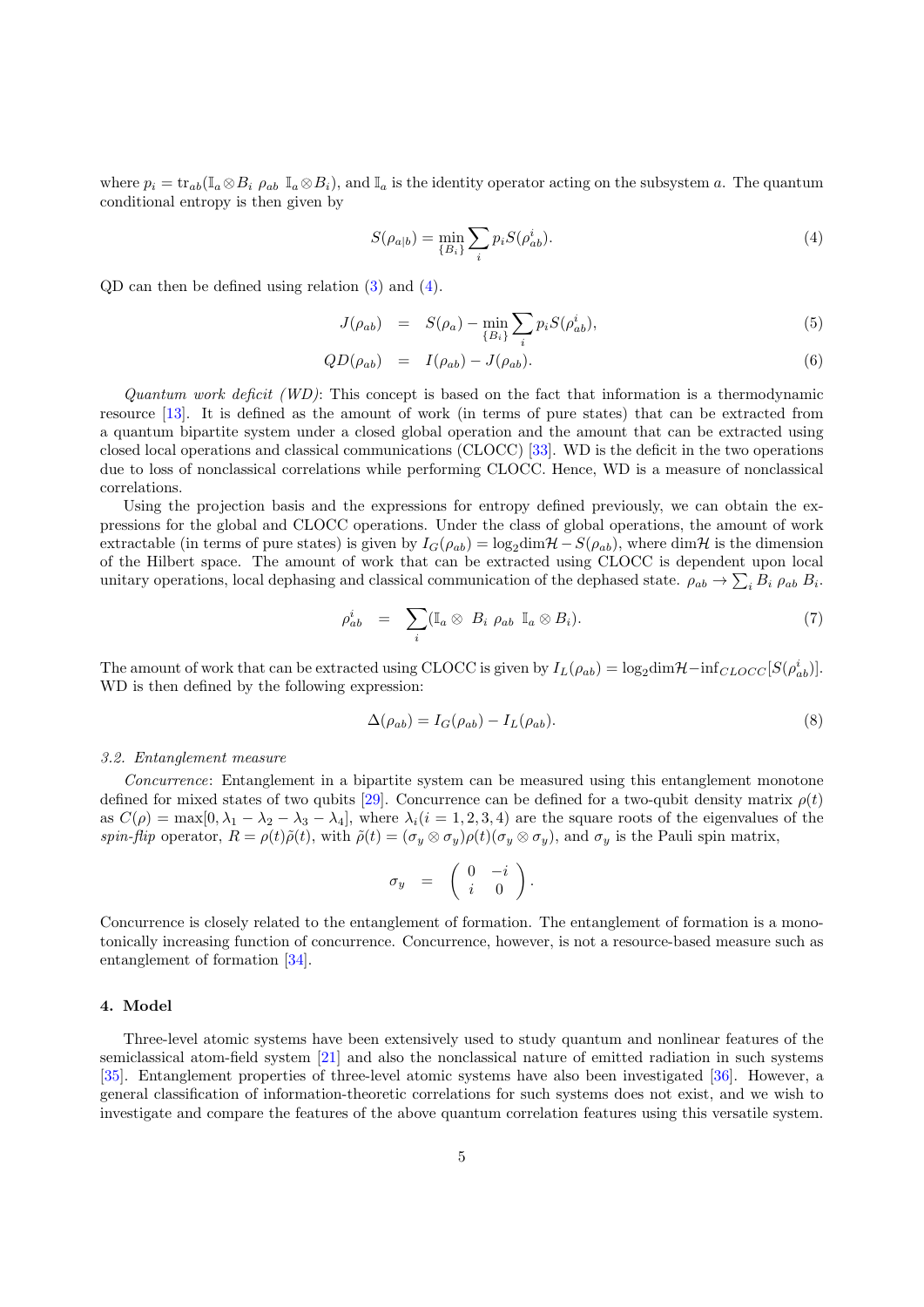where $p_i = \text{tr}_{ab}(\mathbb{I}_a \otimes B_i \; \rho_{ab} \; \mathbb{I}_a \otimes B_i)$, and $\mathbb{I}_a$ is the identity operator acting on the subsystem $a$. The quantum conditional entropy is then given by

$$S(\rho_{a|b}) = \min_{\{B_i\}} \sum_i p_i S(\rho^i_{ab}). \tag{4}$$

QD can then be defined using relation (3) and (4).

$$J(\rho_{ab}) = S(\rho_a) - \min_{\{B_i\}} \sum_i p_i S(\rho^i_{ab}), \tag{5}$$

$$QD(\rho_{ab}) = I(\rho_{ab}) - J(\rho_{ab}). \tag{6}$$

*Quantum work deficit (WD)*: This concept is based on the fact that information is a thermodynamic resource [13]. It is defined as the amount of work (in terms of pure states) that can be extracted from a quantum bipartite system under a closed global operation and the amount that can be extracted using closed local operations and classical communications (CLOCC) [33]. WD is the deficit in the two operations due to loss of nonclassical correlations while performing CLOCC. Hence, WD is a measure of nonclassical correlations.

Using the projection basis and the expressions for entropy defined previously, we can obtain the expressions for the global and CLOCC operations. Under the class of global operations, the amount of work extractable (in terms of pure states) is given by $I_G(\rho_{ab}) = \log_2 \text{dim}\mathcal{H} - S(\rho_{ab})$, where $\text{dim}\mathcal{H}$ is the dimension of the Hilbert space. The amount of work that can be extracted using CLOCC is dependent upon local unitary operations, local dephasing and classical communication of the dephased state. $\rho_{ab} \rightarrow \sum_i B_i \; \rho_{ab} \; B_i$.

$$\rho^i_{ab} = \sum_i (\mathbb{I}_a \otimes \; B_i \; \rho_{ab} \; \mathbb{I}_a \otimes B_i). \tag{7}$$

The amount of work that can be extracted using CLOCC is given by $I_L(\rho_{ab}) = \log_2 \text{dim}\mathcal{H} - \inf_{CLOCC}[S(\rho^i_{ab})]$. WD is then defined by the following expression:

$$\Delta(\rho_{ab}) = I_G(\rho_{ab}) - I_L(\rho_{ab}). \tag{8}$$

### 3.2. Entanglement measure

*Concurrence*: Entanglement in a bipartite system can be measured using this entanglement monotone defined for mixed states of two qubits [29]. Concurrence can be defined for a two-qubit density matrix $\rho(t)$ as $C(\rho) = \max[0, \lambda_1 - \lambda_2 - \lambda_3 - \lambda_4]$, where $\lambda_i (i = 1, 2, 3, 4)$ are the square roots of the eigenvalues of the *spin-flip* operator, $R = \rho(t)\tilde{\rho}(t)$, with $\tilde{\rho}(t) = (\sigma_y \otimes \sigma_y)\rho(t)(\sigma_y \otimes \sigma_y)$, and $\sigma_y$ is the Pauli spin matrix,

$$\sigma_y = \begin{pmatrix} 0 & -i \\ i & 0 \end{pmatrix}.$$

Concurrence is closely related to the entanglement of formation. The entanglement of formation is a monotonically increasing function of concurrence. Concurrence, however, is not a resource-based measure such as entanglement of formation [34].

## 4. Model

Three-level atomic systems have been extensively used to study quantum and nonlinear features of the semiclassical atom-field system [21] and also the nonclassical nature of emitted radiation in such systems [35]. Entanglement properties of three-level atomic systems have also been investigated [36]. However, a general classification of information-theoretic correlations for such systems does not exist, and we wish to investigate and compare the features of the above quantum correlation features using this versatile system.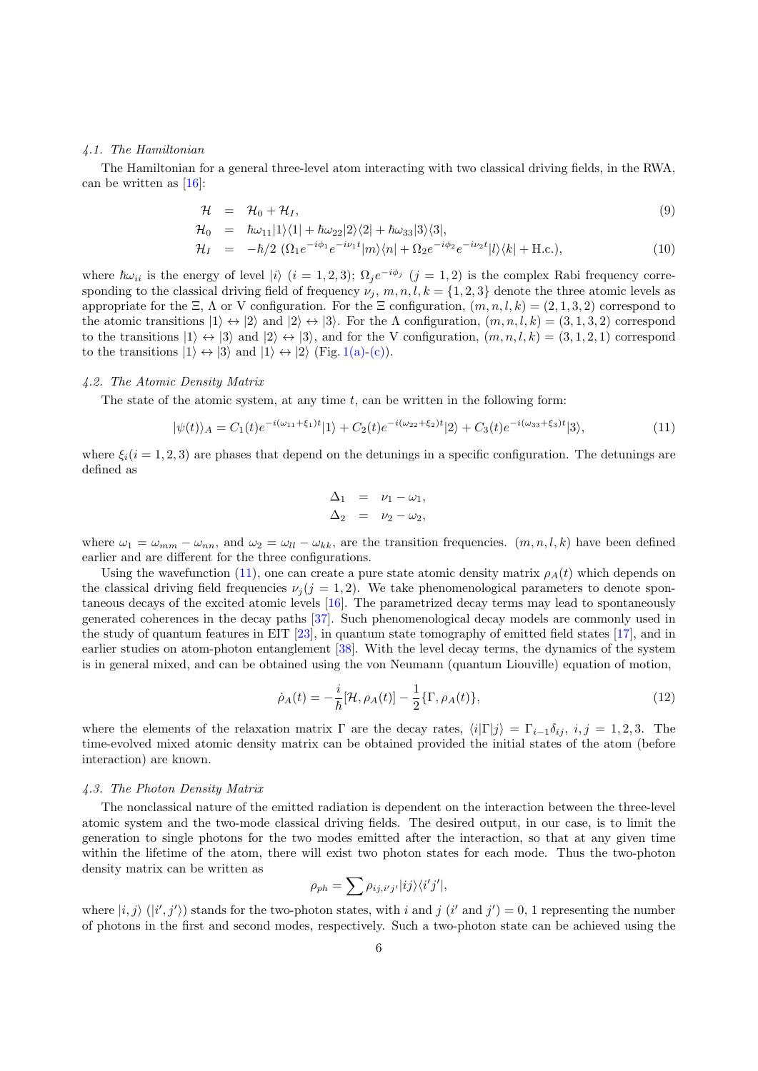### 4.1. The Hamiltonian

The Hamiltonian for a general three-level atom interacting with two classical driving fields, in the RWA, can be written as [16]:

$$\mathcal{H} = \mathcal{H}_0 + \mathcal{H}_I, \tag{9}$$

$$\mathcal{H}_0 = \hbar\omega_{11}|1\rangle\langle 1| + \hbar\omega_{22}|2\rangle\langle 2| + \hbar\omega_{33}|3\rangle\langle 3|,$$

$$\mathcal{H}_I = -\hbar/2\,(\Omega_1 e^{-i\phi_1}e^{-i\nu_1 t}|m\rangle\langle n| + \Omega_2 e^{-i\phi_2}e^{-i\nu_2 t}|l\rangle\langle k| + \text{H.c.}), \tag{10}$$

where $\hbar\omega_{ii}$ is the energy of level $|i\rangle$ $(i = 1,2,3)$; $\Omega_j e^{-i\phi_j}$ $(j = 1,2)$ is the complex Rabi frequency corresponding to the classical driving field of frequency $\nu_j$, $m,n,l,k = \{1,2,3\}$ denote the three atomic levels as appropriate for the $\Xi$, $\Lambda$ or V configuration. For the $\Xi$ configuration, $(m,n,l,k) = (2,1,3,2)$ correspond to the atomic transitions $|1\rangle \leftrightarrow |2\rangle$ and $|2\rangle \leftrightarrow |3\rangle$. For the $\Lambda$ configuration, $(m,n,l,k) = (3,1,3,2)$ correspond to the transitions $|1\rangle \leftrightarrow |3\rangle$ and $|2\rangle \leftrightarrow |3\rangle$, and for the V configuration, $(m,n,l,k) = (3,1,2,1)$ correspond to the transitions $|1\rangle \leftrightarrow |3\rangle$ and $|1\rangle \leftrightarrow |2\rangle$ (Fig. 1(a)-(c)).

### 4.2. The Atomic Density Matrix

The state of the atomic system, at any time $t$, can be written in the following form:

$$|\psi(t)\rangle_A = C_1(t)e^{-i(\omega_{11}+\xi_1)t}|1\rangle + C_2(t)e^{-i(\omega_{22}+\xi_2)t}|2\rangle + C_3(t)e^{-i(\omega_{33}+\xi_3)t}|3\rangle, \tag{11}$$

where $\xi_i (i = 1,2,3)$ are phases that depend on the detunings in a specific configuration. The detunings are defined as

$$\Delta_1 = \nu_1 - \omega_1,$$
$$\Delta_2 = \nu_2 - \omega_2,$$

where $\omega_1 = \omega_{mm} - \omega_{nn}$, and $\omega_2 = \omega_{ll} - \omega_{kk}$, are the transition frequencies. $(m,n,l,k)$ have been defined earlier and are different for the three configurations.

Using the wavefunction (11), one can create a pure state atomic density matrix $\rho_A(t)$ which depends on the classical driving field frequencies $\nu_j (j = 1,2)$. We take phenomenological parameters to denote spontaneous decays of the excited atomic levels [16]. The parametrized decay terms may lead to spontaneously generated coherences in the decay paths [37]. Such phenomenological decay models are commonly used in the study of quantum features in EIT [23], in quantum state tomography of emitted field states [17], and in earlier studies on atom-photon entanglement [38]. With the level decay terms, the dynamics of the system is in general mixed, and can be obtained using the von Neumann (quantum Liouville) equation of motion,

$$\dot{\rho}_A(t) = -\frac{i}{\hbar}[\mathcal{H}, \rho_A(t)] - \frac{1}{2}\{\Gamma, \rho_A(t)\}, \tag{12}$$

where the elements of the relaxation matrix $\Gamma$ are the decay rates, $\langle i|\Gamma|j\rangle = \Gamma_{i-1}\delta_{ij}$, $i,j = 1,2,3$. The time-evolved mixed atomic density matrix can be obtained provided the initial states of the atom (before interaction) are known.

### 4.3. The Photon Density Matrix

The nonclassical nature of the emitted radiation is dependent on the interaction between the three-level atomic system and the two-mode classical driving fields. The desired output, in our case, is to limit the generation to single photons for the two modes emitted after the interaction, so that at any given time within the lifetime of the atom, there will exist two photon states for each mode. Thus the two-photon density matrix can be written as

$$\rho_{ph} = \sum \rho_{ij,i'j'}|ij\rangle\langle i'j'|,$$

where $|i,j\rangle$ $(|i',j'\rangle)$ stands for the two-photon states, with $i$ and $j$ ($i'$ and $j'$) $= 0,1$ representing the number of photons in the first and second modes, respectively. Such a two-photon state can be achieved using the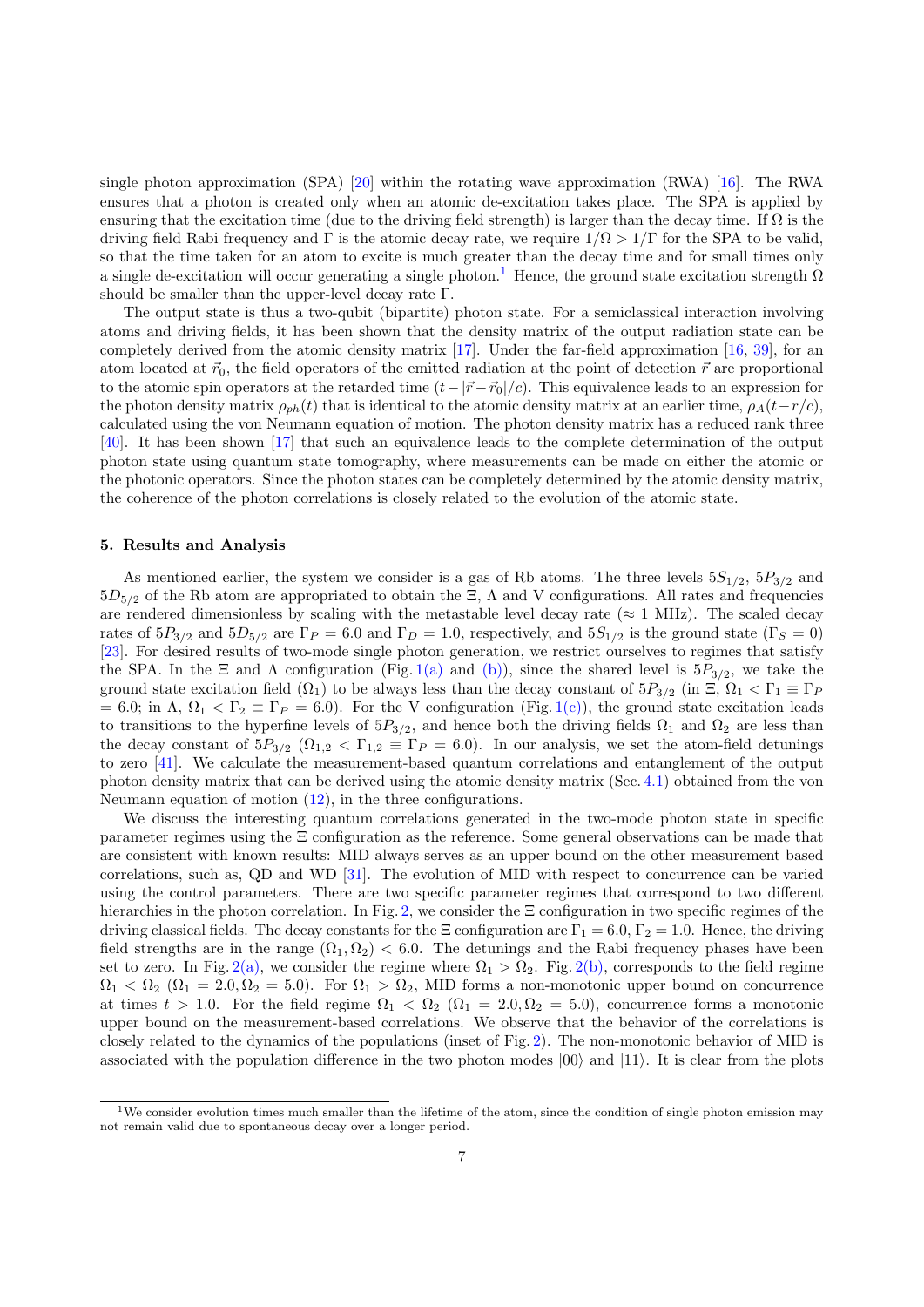single photon approximation (SPA) [20] within the rotating wave approximation (RWA) [16]. The RWA ensures that a photon is created only when an atomic de-excitation takes place. The SPA is applied by ensuring that the excitation time (due to the driving field strength) is larger than the decay time. If $\Omega$ is the driving field Rabi frequency and $\Gamma$ is the atomic decay rate, we require $1/\Omega > 1/\Gamma$ for the SPA to be valid, so that the time taken for an atom to excite is much greater than the decay time and for small times only a single de-excitation will occur generating a single photon.[1] Hence, the ground state excitation strength $\Omega$ should be smaller than the upper-level decay rate $\Gamma$.

The output state is thus a two-qubit (bipartite) photon state. For a semiclassical interaction involving atoms and driving fields, it has been shown that the density matrix of the output radiation state can be completely derived from the atomic density matrix [17]. Under the far-field approximation [16, 39], for an atom located at $\vec{r}_0$, the field operators of the emitted radiation at the point of detection $\vec{r}$ are proportional to the atomic spin operators at the retarded time $(t - |\vec{r} - \vec{r}_0|/c)$. This equivalence leads to an expression for the photon density matrix $\rho_{ph}(t)$ that is identical to the atomic density matrix at an earlier time, $\rho_A(t - r/c)$, calculated using the von Neumann equation of motion. The photon density matrix has a reduced rank three [40]. It has been shown [17] that such an equivalence leads to the complete determination of the output photon state using quantum state tomography, where measurements can be made on either the atomic or the photonic operators. Since the photon states can be completely determined by the atomic density matrix, the coherence of the photon correlations is closely related to the evolution of the atomic state.

### 5. Results and Analysis

As mentioned earlier, the system we consider is a gas of Rb atoms. The three levels $5S_{1/2}$, $5P_{3/2}$ and $5D_{5/2}$ of the Rb atom are appropriated to obtain the $\Xi$, $\Lambda$ and V configurations. All rates and frequencies are rendered dimensionless by scaling with the metastable level decay rate ($\approx$ 1 MHz). The scaled decay rates of $5P_{3/2}$ and $5D_{5/2}$ are $\Gamma_P = 6.0$ and $\Gamma_D = 1.0$, respectively, and $5S_{1/2}$ is the ground state ($\Gamma_S = 0$) [23]. For desired results of two-mode single photon generation, we restrict ourselves to regimes that satisfy the SPA. In the $\Xi$ and $\Lambda$ configuration (Fig. 1(a) and (b)), since the shared level is $5P_{3/2}$, we take the ground state excitation field ($\Omega_1$) to be always less than the decay constant of $5P_{3/2}$ (in $\Xi$, $\Omega_1 < \Gamma_1 \equiv \Gamma_P = 6.0$; in $\Lambda$, $\Omega_1 < \Gamma_2 \equiv \Gamma_P = 6.0$). For the V configuration (Fig. 1(c)), the ground state excitation leads to transitions to the hyperfine levels of $5P_{3/2}$, and hence both the driving fields $\Omega_1$ and $\Omega_2$ are less than the decay constant of $5P_{3/2}$ ($\Omega_{1,2} < \Gamma_{1,2} \equiv \Gamma_P = 6.0$). In our analysis, we set the atom-field detunings to zero [41]. We calculate the measurement-based quantum correlations and entanglement of the output photon density matrix that can be derived using the atomic density matrix (Sec. 4.1) obtained from the von Neumann equation of motion (12), in the three configurations.

We discuss the interesting quantum correlations generated in the two-mode photon state in specific parameter regimes using the $\Xi$ configuration as the reference. Some general observations can be made that are consistent with known results: MID always serves as an upper bound on the other measurement based correlations, such as, QD and WD [31]. The evolution of MID with respect to concurrence can be varied using the control parameters. There are two specific parameter regimes that correspond to two different hierarchies in the photon correlation. In Fig. 2, we consider the $\Xi$ configuration in two specific regimes of the driving classical fields. The decay constants for the $\Xi$ configuration are $\Gamma_1 = 6.0$, $\Gamma_2 = 1.0$. Hence, the driving field strengths are in the range $(\Omega_1, \Omega_2) < 6.0$. The detunings and the Rabi frequency phases have been set to zero. In Fig. 2(a), we consider the regime where $\Omega_1 > \Omega_2$. Fig. 2(b), corresponds to the field regime $\Omega_1 < \Omega_2$ ($\Omega_1 = 2.0, \Omega_2 = 5.0$). For $\Omega_1 > \Omega_2$, MID forms a non-monotonic upper bound on concurrence at times $t > 1.0$. For the field regime $\Omega_1 < \Omega_2$ ($\Omega_1 = 2.0, \Omega_2 = 5.0$), concurrence forms a monotonic upper bound on the measurement-based correlations. We observe that the behavior of the correlations is closely related to the dynamics of the populations (inset of Fig. 2). The non-monotonic behavior of MID is associated with the population difference in the two photon modes $|00\rangle$ and $|11\rangle$. It is clear from the plots

[1] We consider evolution times much smaller than the lifetime of the atom, since the condition of single photon emission may not remain valid due to spontaneous decay over a longer period.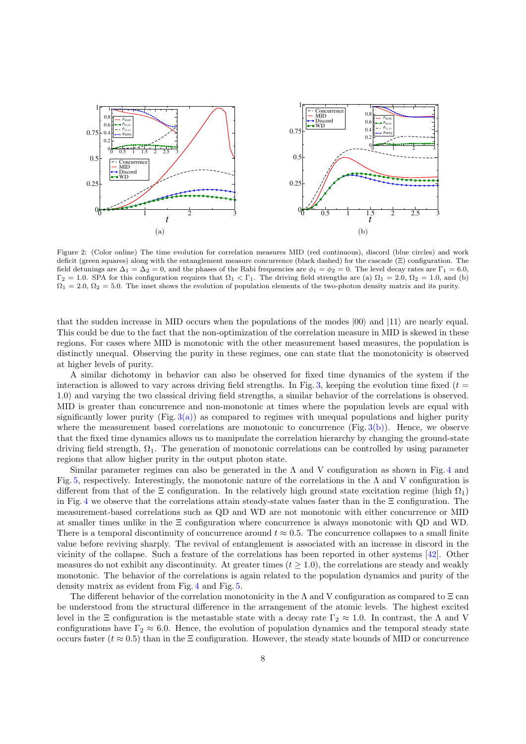Figure 2: (Color online) The time evolution for correlation measures MID (red continuous), discord (blue circles) and work deficit (green squares) along with the entanglement measure concurrence (black dashed) for the cascade ($\Xi$) configuration. The field detunings are $\Delta_1 = \Delta_2 = 0$, and the phases of the Rabi frequencies are $\phi_1 = \phi_2 = 0$. The level decay rates are $\Gamma_1 = 6.0$, $\Gamma_2 = 1.0$. SPA for this configuration requires that $\Omega_1 < \Gamma_1$. The driving field strengths are (a) $\Omega_1 = 2.0$, $\Omega_2 = 1.0$, and (b) $\Omega_1 = 2.0$, $\Omega_2 = 5.0$. The inset shows the evolution of population elements of the two-photon density matrix and its purity.

that the sudden increase in MID occurs when the populations of the modes $|00\rangle$ and $|11\rangle$ are nearly equal. This could be due to the fact that the non-optimization of the correlation measure in MID is skewed in these regions. For cases where MID is monotonic with the other measurement based measures, the population is distinctly unequal. Observing the purity in these regimes, one can state that the monotonicity is observed at higher levels of purity.

A similar dichotomy in behavior can also be observed for fixed time dynamics of the system if the interaction is allowed to vary across driving field strengths. In Fig. 3, keeping the evolution time fixed ($t = 1.0$) and varying the two classical driving field strengths, a similar behavior of the correlations is observed. MID is greater than concurrence and non-monotonic at times where the population levels are equal with significantly lower purity (Fig. 3(a)) as compared to regimes with unequal populations and higher purity where the measurement based correlations are monotonic to concurrence (Fig. 3(b)). Hence, we observe that the fixed time dynamics allows us to manipulate the correlation hierarchy by changing the ground-state driving field strength, $\Omega_1$. The generation of monotonic correlations can be controlled by using parameter regions that allow higher purity in the output photon state.

Similar parameter regimes can also be generated in the $\Lambda$ and V configuration as shown in Fig. 4 and Fig. 5, respectively. Interestingly, the monotonic nature of the correlations in the $\Lambda$ and V configuration is different from that of the $\Xi$ configuration. In the relatively high ground state excitation regime (high $\Omega_1$) in Fig. 4 we observe that the correlations attain steady-state values faster than in the $\Xi$ configuration. The measurement-based correlations such as QD and WD are not monotonic with either concurrence or MID at smaller times unlike in the $\Xi$ configuration where concurrence is always monotonic with QD and WD. There is a temporal discontinuity of concurrence around $t \approx 0.5$. The concurrence collapses to a small finite value before reviving sharply. The revival of entanglement is associated with an increase in discord in the vicinity of the collapse. Such a feature of the correlations has been reported in other systems [42]. Other measures do not exhibit any discontinuity. At greater times ($t \geq 1.0$), the correlations are steady and weakly monotonic. The behavior of the correlations is again related to the population dynamics and purity of the density matrix as evident from Fig. 4 and Fig. 5.

The different behavior of the correlation monotonicity in the $\Lambda$ and V configuration as compared to $\Xi$ can be understood from the structural difference in the arrangement of the atomic levels. The highest excited level in the $\Xi$ configuration is the metastable state with a decay rate $\Gamma_2 \approx 1.0$. In contrast, the $\Lambda$ and V configurations have $\Gamma_2 \approx 6.0$. Hence, the evolution of population dynamics and the temporal steady state occurs faster ($t \approx 0.5$) than in the $\Xi$ configuration. However, the steady state bounds of MID or concurrence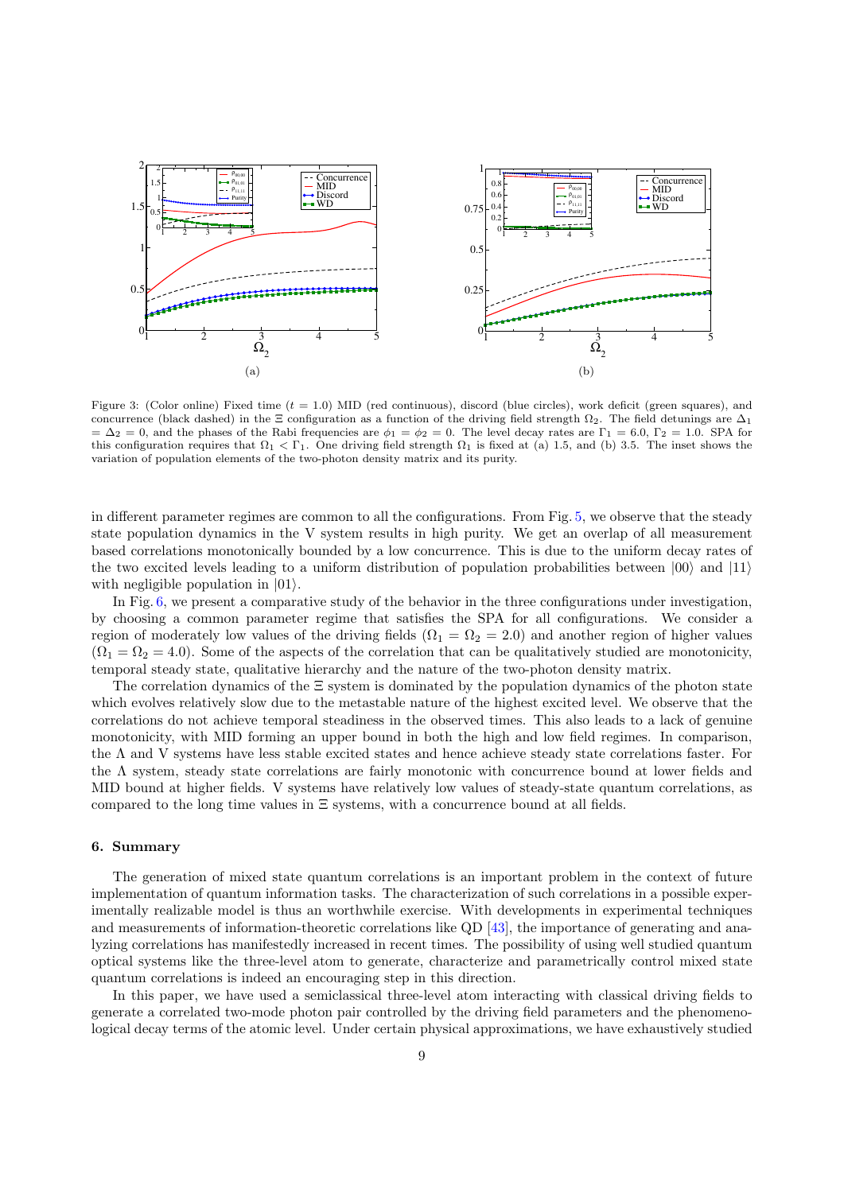Figure 3: (Color online) Fixed time ($t$ = 1.0) MID (red continuous), discord (blue circles), work deficit (green squares), and concurrence (black dashed) in the $\Xi$ configuration as a function of the driving field strength $\Omega_2$. The field detunings are $\Delta_1 = \Delta_2 = 0$, and the phases of the Rabi frequencies are $\phi_1 = \phi_2 = 0$. The level decay rates are $\Gamma_1 = 6.0$, $\Gamma_2 = 1.0$. SPA for this configuration requires that $\Omega_1 < \Gamma_1$. One driving field strength $\Omega_1$ is fixed at (a) 1.5, and (b) 3.5. The inset shows the variation of population elements of the two-photon density matrix and its purity.

in different parameter regimes are common to all the configurations. From Fig. 5, we observe that the steady state population dynamics in the V system results in high purity. We get an overlap of all measurement based correlations monotonically bounded by a low concurrence. This is due to the uniform decay rates of the two excited levels leading to a uniform distribution of population probabilities between $|00\rangle$ and $|11\rangle$ with negligible population in $|01\rangle$.

In Fig. 6, we present a comparative study of the behavior in the three configurations under investigation, by choosing a common parameter regime that satisfies the SPA for all configurations. We consider a region of moderately low values of the driving fields ($\Omega_1 = \Omega_2 = 2.0$) and another region of higher values ($\Omega_1 = \Omega_2 = 4.0$). Some of the aspects of the correlation that can be qualitatively studied are monotonicity, temporal steady state, qualitative hierarchy and the nature of the two-photon density matrix.

The correlation dynamics of the $\Xi$ system is dominated by the population dynamics of the photon state which evolves relatively slow due to the metastable nature of the highest excited level. We observe that the correlations do not achieve temporal steadiness in the observed times. This also leads to a lack of genuine monotonicity, with MID forming an upper bound in both the high and low field regimes. In comparison, the $\Lambda$ and V systems have less stable excited states and hence achieve steady state correlations faster. For the $\Lambda$ system, steady state correlations are fairly monotonic with concurrence bound at lower fields and MID bound at higher fields. V systems have relatively low values of steady-state quantum correlations, as compared to the long time values in $\Xi$ systems, with a concurrence bound at all fields.

## 6. Summary

The generation of mixed state quantum correlations is an important problem in the context of future implementation of quantum information tasks. The characterization of such correlations in a possible experimentally realizable model is thus an worthwhile exercise. With developments in experimental techniques and measurements of information-theoretic correlations like QD [43], the importance of generating and analyzing correlations has manifestedly increased in recent times. The possibility of using well studied quantum optical systems like the three-level atom to generate, characterize and parametrically control mixed state quantum correlations is indeed an encouraging step in this direction.

In this paper, we have used a semiclassical three-level atom interacting with classical driving fields to generate a correlated two-mode photon pair controlled by the driving field parameters and the phenomenological decay terms of the atomic level. Under certain physical approximations, we have exhaustively studied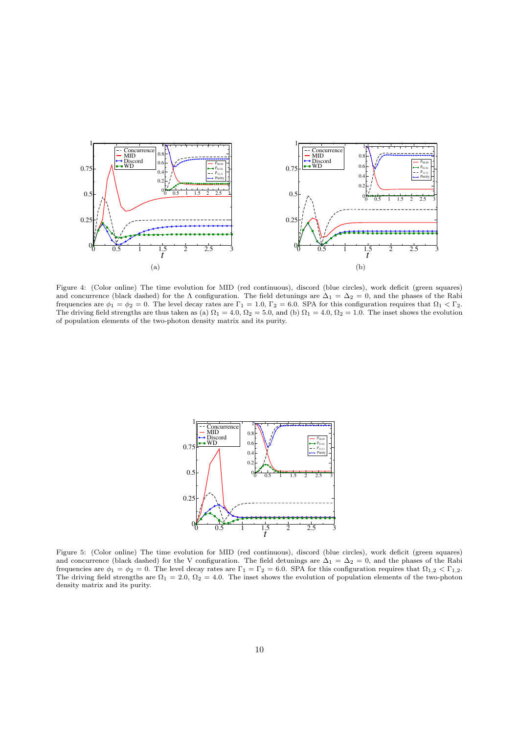(a)

(b)

Figure 4: (Color online) The time evolution for MID (red continuous), discord (blue circles), work deficit (green squares) and concurrence (black dashed) for the Λ configuration. The field detunings are $\Delta_1 = \Delta_2 = 0$, and the phases of the Rabi frequencies are $\phi_1 = \phi_2 = 0$. The level decay rates are $\Gamma_1 = 1.0$, $\Gamma_2 = 6.0$. SPA for this configuration requires that $\Omega_1 < \Gamma_2$. The driving field strengths are thus taken as (a) $\Omega_1 = 4.0$, $\Omega_2 = 5.0$, and (b) $\Omega_1 = 4.0$, $\Omega_2 = 1.0$. The inset shows the evolution of population elements of the two-photon density matrix and its purity.

Figure 5: (Color online) The time evolution for MID (red continuous), discord (blue circles), work deficit (green squares) and concurrence (black dashed) for the V configuration. The field detunings are $\Delta_1 = \Delta_2 = 0$, and the phases of the Rabi frequencies are $\phi_1 = \phi_2 = 0$. The level decay rates are $\Gamma_1 = \Gamma_2 = 6.0$. SPA for this configuration requires that $\Omega_{1,2} < \Gamma_{1,2}$. The driving field strengths are $\Omega_1 = 2.0$, $\Omega_2 = 4.0$. The inset shows the evolution of population elements of the two-photon density matrix and its purity.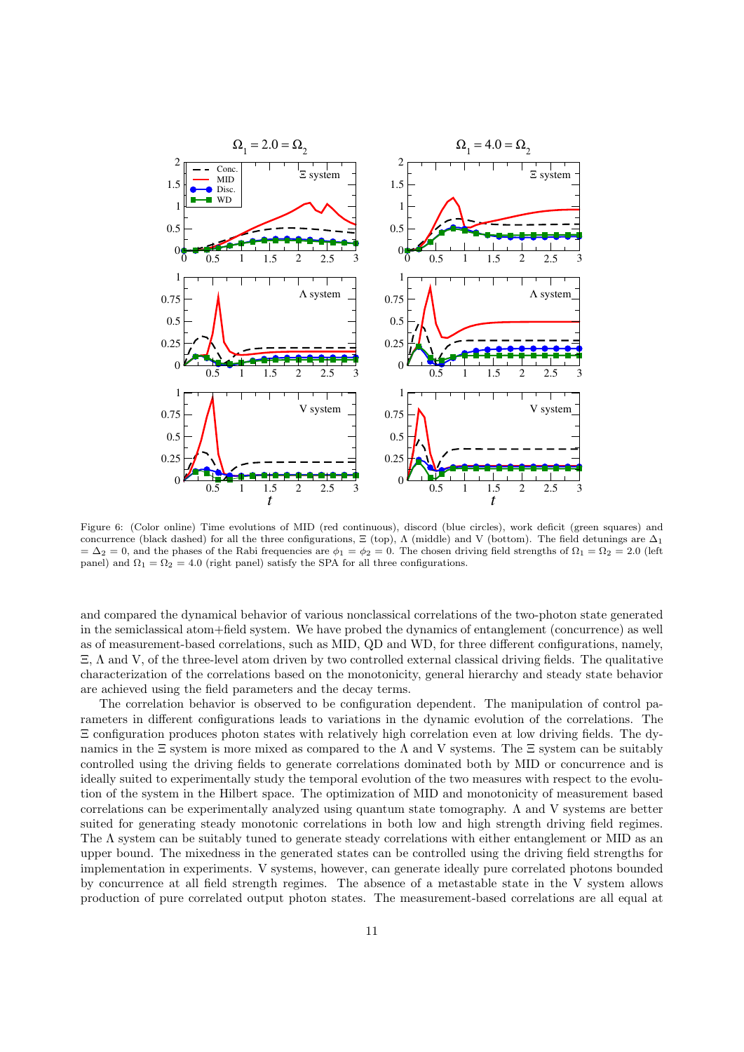Figure 6: (Color online) Time evolutions of MID (red continuous), discord (blue circles), work deficit (green squares) and concurrence (black dashed) for all the three configurations, $\Xi$ (top), $\Lambda$ (middle) and V (bottom). The field detunings are $\Delta_1 = \Delta_2 = 0$, and the phases of the Rabi frequencies are $\phi_1 = \phi_2 = 0$. The chosen driving field strengths of $\Omega_1 = \Omega_2 = 2.0$ (left panel) and $\Omega_1 = \Omega_2 = 4.0$ (right panel) satisfy the SPA for all three configurations.

and compared the dynamical behavior of various nonclassical correlations of the two-photon state generated in the semiclassical atom+field system. We have probed the dynamics of entanglement (concurrence) as well as of measurement-based correlations, such as MID, QD and WD, for three different configurations, namely, $\Xi$, $\Lambda$ and V, of the three-level atom driven by two controlled external classical driving fields. The qualitative characterization of the correlations based on the monotonicity, general hierarchy and steady state behavior are achieved using the field parameters and the decay terms.

The correlation behavior is observed to be configuration dependent. The manipulation of control parameters in different configurations leads to variations in the dynamic evolution of the correlations. The $\Xi$ configuration produces photon states with relatively high correlation even at low driving fields. The dynamics in the $\Xi$ system is more mixed as compared to the $\Lambda$ and V systems. The $\Xi$ system can be suitably controlled using the driving fields to generate correlations dominated both by MID or concurrence and is ideally suited to experimentally study the temporal evolution of the two measures with respect to the evolution of the system in the Hilbert space. The optimization of MID and monotonicity of measurement based correlations can be experimentally analyzed using quantum state tomography. $\Lambda$ and V systems are better suited for generating steady monotonic correlations in both low and high strength driving field regimes. The $\Lambda$ system can be suitably tuned to generate steady correlations with either entanglement or MID as an upper bound. The mixedness in the generated states can be controlled using the driving field strengths for implementation in experiments. V systems, however, can generate ideally pure correlated photons bounded by concurrence at all field strength regimes. The absence of a metastable state in the V system allows production of pure correlated output photon states. The measurement-based correlations are all equal at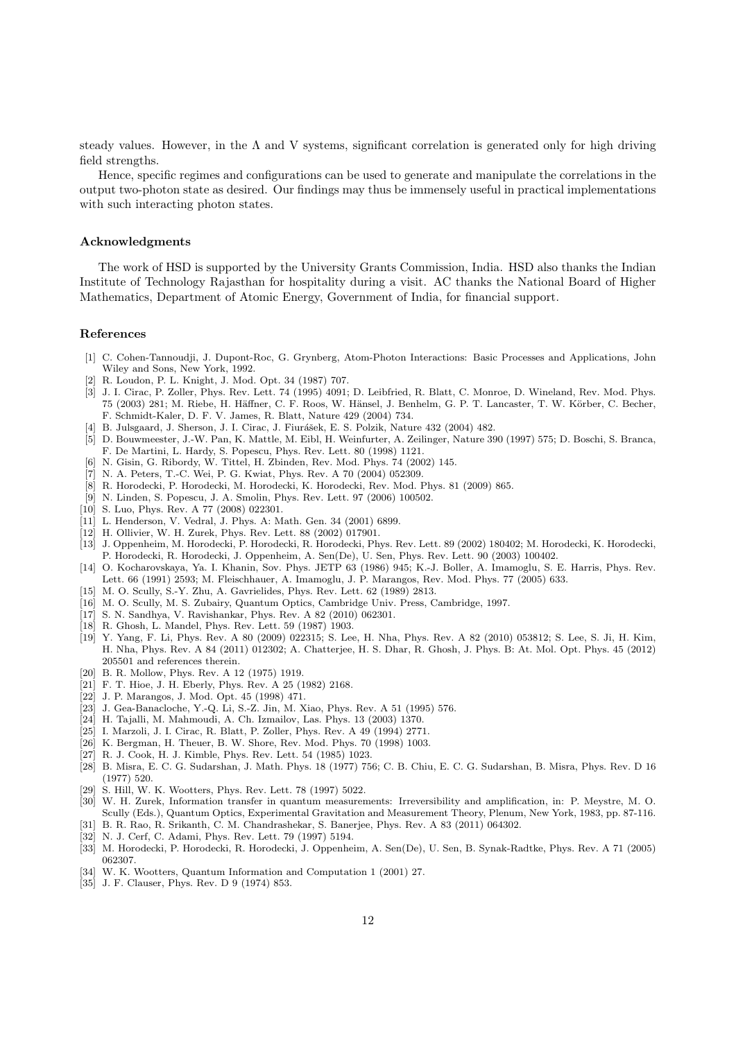steady values. However, in the $\Lambda$ and V systems, significant correlation is generated only for high driving field strengths.

Hence, specific regimes and configurations can be used to generate and manipulate the correlations in the output two-photon state as desired. Our findings may thus be immensely useful in practical implementations with such interacting photon states.

### Acknowledgments

The work of HSD is supported by the University Grants Commission, India. HSD also thanks the Indian Institute of Technology Rajasthan for hospitality during a visit. AC thanks the National Board of Higher Mathematics, Department of Atomic Energy, Government of India, for financial support.

### References

[1] C. Cohen-Tannoudji, J. Dupont-Roc, G. Grynberg, Atom-Photon Interactions: Basic Processes and Applications, John Wiley and Sons, New York, 1992.

[2] R. Loudon, P. L. Knight, J. Mod. Opt. 34 (1987) 707.

[3] J. I. Cirac, P. Zoller, Phys. Rev. Lett. 74 (1995) 4091; D. Leibfried, R. Blatt, C. Monroe, D. Wineland, Rev. Mod. Phys. 75 (2003) 281; M. Riebe, H. Häffner, C. F. Roos, W. Hänsel, J. Benhelm, G. P. T. Lancaster, T. W. Körber, C. Becher, F. Schmidt-Kaler, D. F. V. James, R. Blatt, Nature 429 (2004) 734.

[4] B. Julsgaard, J. Sherson, J. I. Cirac, J. Fiurášek, E. S. Polzik, Nature 432 (2004) 482.

[5] D. Bouwmeester, J.-W. Pan, K. Mattle, M. Eibl, H. Weinfurter, A. Zeilinger, Nature 390 (1997) 575; D. Boschi, S. Branca, F. De Martini, L. Hardy, S. Popescu, Phys. Rev. Lett. 80 (1998) 1121.

[6] N. Gisin, G. Ribordy, W. Tittel, H. Zbinden, Rev. Mod. Phys. 74 (2002) 145.

[7] N. A. Peters, T.-C. Wei, P. G. Kwiat, Phys. Rev. A 70 (2004) 052309.

[8] R. Horodecki, P. Horodecki, M. Horodecki, K. Horodecki, Rev. Mod. Phys. 81 (2009) 865.

[9] N. Linden, S. Popescu, J. A. Smolin, Phys. Rev. Lett. 97 (2006) 100502.

[10] S. Luo, Phys. Rev. A 77 (2008) 022301.

[11] L. Henderson, V. Vedral, J. Phys. A: Math. Gen. 34 (2001) 6899.

[12] H. Ollivier, W. H. Zurek, Phys. Rev. Lett. 88 (2002) 017901.

[13] J. Oppenheim, M. Horodecki, P. Horodecki, R. Horodecki, Phys. Rev. Lett. 89 (2002) 180402; M. Horodecki, K. Horodecki, P. Horodecki, R. Horodecki, J. Oppenheim, A. Sen(De), U. Sen, Phys. Rev. Lett. 90 (2003) 100402.

[14] O. Kocharovskaya, Ya. I. Khanin, Sov. Phys. JETP 63 (1986) 945; K.-J. Boller, A. Imamoglu, S. E. Harris, Phys. Rev. Lett. 66 (1991) 2593; M. Fleischhauer, A. Imamoglu, J. P. Marangos, Rev. Mod. Phys. 77 (2005) 633.

[15] M. O. Scully, S.-Y. Zhu, A. Gavrielides, Phys. Rev. Lett. 62 (1989) 2813.

[16] M. O. Scully, M. S. Zubairy, Quantum Optics, Cambridge Univ. Press, Cambridge, 1997.

[17] S. N. Sandhya, V. Ravishankar, Phys. Rev. A 82 (2010) 062301.

[18] R. Ghosh, L. Mandel, Phys. Rev. Lett. 59 (1987) 1903.

[19] Y. Yang, F. Li, Phys. Rev. A 80 (2009) 022315; S. Lee, H. Nha, Phys. Rev. A 82 (2010) 053812; S. Lee, S. Ji, H. Kim, H. Nha, Phys. Rev. A 84 (2011) 012302; A. Chatterjee, H. S. Dhar, R. Ghosh, J. Phys. B: At. Mol. Opt. Phys. 45 (2012) 205501 and references therein.

[20] B. R. Mollow, Phys. Rev. A 12 (1975) 1919.

[21] F. T. Hioe, J. H. Eberly, Phys. Rev. A 25 (1982) 2168.

[22] J. P. Marangos, J. Mod. Opt. 45 (1998) 471.

[23] J. Gea-Banacloche, Y.-Q. Li, S.-Z. Jin, M. Xiao, Phys. Rev. A 51 (1995) 576.

[24] H. Tajalli, M. Mahmoudi, A. Ch. Izmailov, Las. Phys. 13 (2003) 1370.

[25] I. Marzoli, J. I. Cirac, R. Blatt, P. Zoller, Phys. Rev. A 49 (1994) 2771.

[26] K. Bergman, H. Theuer, B. W. Shore, Rev. Mod. Phys. 70 (1998) 1003.

[27] R. J. Cook, H. J. Kimble, Phys. Rev. Lett. 54 (1985) 1023.

[28] B. Misra, E. C. G. Sudarshan, J. Math. Phys. 18 (1977) 756; C. B. Chiu, E. C. G. Sudarshan, B. Misra, Phys. Rev. D 16 (1977) 520.

[29] S. Hill, W. K. Wootters, Phys. Rev. Lett. 78 (1997) 5022.

[30] W. H. Zurek, Information transfer in quantum measurements: Irreversibility and amplification, in: P. Meystre, M. O. Scully (Eds.), Quantum Optics, Experimental Gravitation and Measurement Theory, Plenum, New York, 1983, pp. 87-116.

[31] B. R. Rao, R. Srikanth, C. M. Chandrashekar, S. Banerjee, Phys. Rev. A 83 (2011) 064302.

[32] N. J. Cerf, C. Adami, Phys. Rev. Lett. 79 (1997) 5194.

[33] M. Horodecki, P. Horodecki, R. Horodecki, J. Oppenheim, A. Sen(De), U. Sen, B. Synak-Radtke, Phys. Rev. A 71 (2005) 062307.

[34] W. K. Wootters, Quantum Information and Computation 1 (2001) 27.

[35] J. F. Clauser, Phys. Rev. D 9 (1974) 853.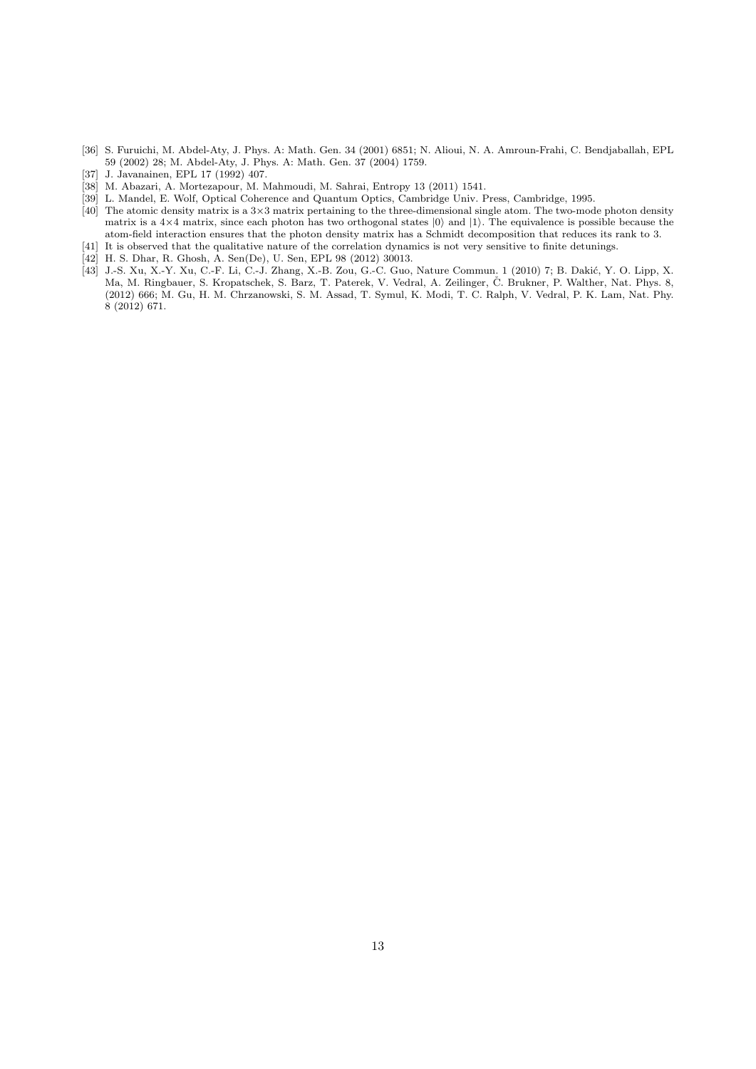[36] S. Furuichi, M. Abdel-Aty, J. Phys. A: Math. Gen. 34 (2001) 6851; N. Alioui, N. A. Amroun-Frahi, C. Bendjaballah, EPL 59 (2002) 28; M. Abdel-Aty, J. Phys. A: Math. Gen. 37 (2004) 1759.

[37] J. Javanainen, EPL 17 (1992) 407.

[38] M. Abazari, A. Mortezapour, M. Mahmoudi, M. Sahrai, Entropy 13 (2011) 1541.

[39] L. Mandel, E. Wolf, Optical Coherence and Quantum Optics, Cambridge Univ. Press, Cambridge, 1995.

[40] The atomic density matrix is a $3\times3$ matrix pertaining to the three-dimensional single atom. The two-mode photon density matrix is a $4\times4$ matrix, since each photon has two orthogonal states $|0\rangle$ and $|1\rangle$. The equivalence is possible because the atom-field interaction ensures that the photon density matrix has a Schmidt decomposition that reduces its rank to 3.

[41] It is observed that the qualitative nature of the correlation dynamics is not very sensitive to finite detunings.

[42] H. S. Dhar, R. Ghosh, A. Sen(De), U. Sen, EPL 98 (2012) 30013.

[43] J.-S. Xu, X.-Y. Xu, C.-F. Li, C.-J. Zhang, X.-B. Zou, G.-C. Guo, Nature Commun. 1 (2010) 7; B. Dakić, Y. O. Lipp, X. Ma, M. Ringbauer, S. Kropatschek, S. Barz, T. Paterek, V. Vedral, A. Zeilinger, Č. Brukner, P. Walther, Nat. Phys. 8, (2012) 666; M. Gu, H. M. Chrzanowski, S. M. Assad, T. Symul, K. Modi, T. C. Ralph, V. Vedral, P. K. Lam, Nat. Phy. 8 (2012) 671.